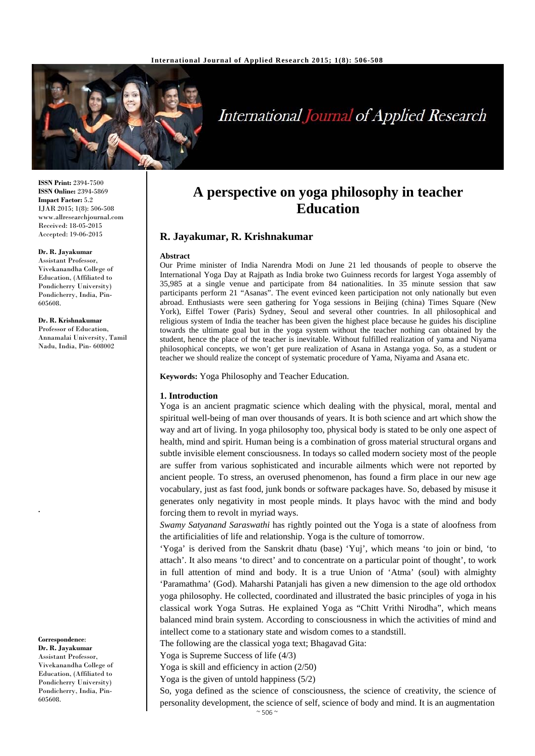# A perspective on yoga philosophy in teacher Education

**R. Jayakumar, R. Krishnakumar**

**ISSN Print:** 2394-7500
**ISSN Online:** 2394-5869
**Impact Factor:** 5.2
IJAR 2015; 1(8): 506-508
www.allresearchjournal.com
Received: 18-05-2015
Accepted: 19-06-2015

**Dr. R. Jayakumar**
Assistant Professor, Vivekanandha College of Education, (Affiliated to Pondicherry University) Pondicherry, India, Pin-605608.

**Dr. R. Krishnakumar**
Professor of Education, Annamalai University, Tamil Nadu, India, Pin- 608002

**Correspondence**:
**Dr. R. Jayakumar**
Assistant Professor, Vivekanandha College of Education, (Affiliated to Pondicherry University) Pondicherry, India, Pin-605608.

**Abstract**

Our Prime minister of India Narendra Modi on June 21 led thousands of people to observe the International Yoga Day at Rajpath as India broke two Guinness records for largest Yoga assembly of 35,985 at a single venue and participate from 84 nationalities. In 35 minute session that saw participants perform 21 "Asanas". The event evinced keen participation not only nationally but even abroad. Enthusiasts were seen gathering for Yoga sessions in Beijing (china) Times Square (New York), Eiffel Tower (Paris) Sydney, Seoul and several other countries. In all philosophical and religious system of India the teacher has been given the highest place because he guides his discipline towards the ultimate goal but in the yoga system without the teacher nothing can obtained by the student, hence the place of the teacher is inevitable. Without fulfilled realization of yama and Niyama philosophical concepts, we won't get pure realization of Asana in Astanga yoga. So, as a student or teacher we should realize the concept of systematic procedure of Yama, Niyama and Asana etc.

**Keywords:** Yoga Philosophy and Teacher Education.

## 1. Introduction

Yoga is an ancient pragmatic science which dealing with the physical, moral, mental and spiritual well-being of man over thousands of years. It is both science and art which show the way and art of living. In yoga philosophy too, physical body is stated to be only one aspect of health, mind and spirit. Human being is a combination of gross material structural organs and subtle invisible element consciousness. In todays so called modern society most of the people are suffer from various sophisticated and incurable ailments which were not reported by ancient people. To stress, an overused phenomenon, has found a firm place in our new age vocabulary, just as fast food, junk bonds or software packages have. So, debased by misuse it generates only negativity in most people minds. It plays havoc with the mind and body forcing them to revolt in myriad ways.

*Swamy Satyanand Saraswathi* has rightly pointed out the Yoga is a state of aloofness from the artificialities of life and relationship. Yoga is the culture of tomorrow.

'Yoga' is derived from the Sanskrit dhatu (base) 'Yuj', which means 'to join or bind, 'to attach'. It also means 'to direct' and to concentrate on a particular point of thought', to work in full attention of mind and body. It is a true Union of 'Atma' (soul) with almighty 'Paramathma' (God). Maharshi Patanjali has given a new dimension to the age old orthodox yoga philosophy. He collected, coordinated and illustrated the basic principles of yoga in his classical work Yoga Sutras. He explained Yoga as "Chitt Vrithi Nirodha", which means balanced mind brain system. According to consciousness in which the activities of mind and intellect come to a stationary state and wisdom comes to a standstill.

The following are the classical yoga text; Bhagavad Gita:

Yoga is Supreme Success of life (4/3)

Yoga is skill and efficiency in action (2/50)

Yoga is the given of untold happiness (5/2)

So, yoga defined as the science of consciousness, the science of creativity, the science of personality development, the science of self, science of body and mind. It is an augmentation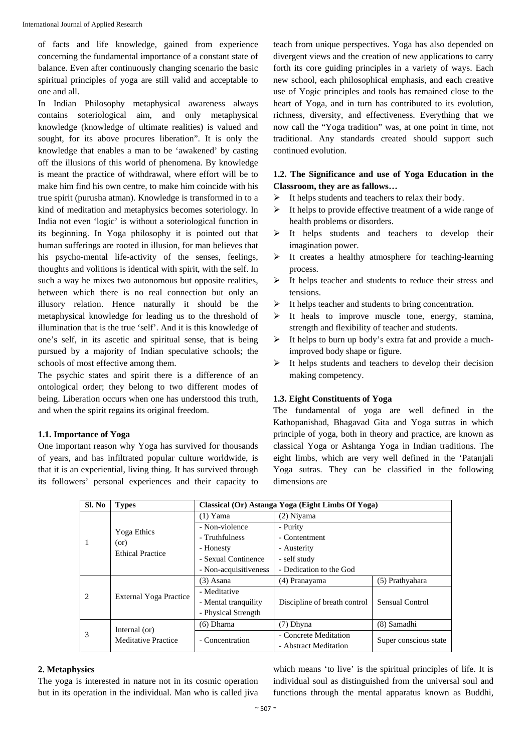of facts and life knowledge, gained from experience concerning the fundamental importance of a constant state of balance. Even after continuously changing scenario the basic spiritual principles of yoga are still valid and acceptable to one and all.

In Indian Philosophy metaphysical awareness always contains soteriological aim, and only metaphysical knowledge (knowledge of ultimate realities) is valued and sought, for its above procures liberation". It is only the knowledge that enables a man to be 'awakened' by casting off the illusions of this world of phenomena. By knowledge is meant the practice of withdrawal, where effort will be to make him find his own centre, to make him coincide with his true spirit (purusha atman). Knowledge is transformed in to a kind of meditation and metaphysics becomes soteriology. In India not even 'logic' is without a soteriological function in its beginning. In Yoga philosophy it is pointed out that human sufferings are rooted in illusion, for man believes that his psycho-mental life-activity of the senses, feelings, thoughts and volitions is identical with spirit, with the self. In such a way he mixes two autonomous but opposite realities, between which there is no real connection but only an illusory relation. Hence naturally it should be the metaphysical knowledge for leading us to the threshold of illumination that is the true 'self'. And it is this knowledge of one's self, in its ascetic and spiritual sense, that is being pursued by a majority of Indian speculative schools; the schools of most effective among them.

The psychic states and spirit there is a difference of an ontological order; they belong to two different modes of being. Liberation occurs when one has understood this truth, and when the spirit regains its original freedom.

### 1.1. Importance of Yoga

One important reason why Yoga has survived for thousands of years, and has infiltrated popular culture worldwide, is that it is an experiential, living thing. It has survived through its followers' personal experiences and their capacity to teach from unique perspectives. Yoga has also depended on divergent views and the creation of new applications to carry forth its core guiding principles in a variety of ways. Each new school, each philosophical emphasis, and each creative use of Yogic principles and tools has remained close to the heart of Yoga, and in turn has contributed to its evolution, richness, diversity, and effectiveness. Everything that we now call the "Yoga tradition" was, at one point in time, not traditional. Any standards created should support such continued evolution.

### 1.2. The Significance and use of Yoga Education in the Classroom, they are as fallows…

- It helps students and teachers to relax their body.
- It helps to provide effective treatment of a wide range of health problems or disorders.
- It helps students and teachers to develop their imagination power.
- It creates a healthy atmosphere for teaching-learning process.
- It helps teacher and students to reduce their stress and tensions.
- It helps teacher and students to bring concentration.
- It heals to improve muscle tone, energy, stamina, strength and flexibility of teacher and students.
- It helps to burn up body's extra fat and provide a much-improved body shape or figure.
- It helps students and teachers to develop their decision making competency.

### 1.3. Eight Constituents of Yoga

The fundamental of yoga are well defined in the Kathopanishad, Bhagavad Gita and Yoga sutras in which principle of yoga, both in theory and practice, are known as classical Yoga or Ashtanga Yoga in Indian traditions. The eight limbs, which are very well defined in the 'Patanjali Yoga sutras. They can be classified in the following dimensions are

| Sl. No | Types | Classical (Or) Astanga Yoga (Eight Limbs Of Yoga) | | |
|---|---|---|---|---|
| 1 | Yoga Ethics (or) Ethical Practice | (1) Yama | (2) Niyama | |
| | | - Non-violence<br>- Truthfulness<br>- Honesty<br>- Sexual Continence<br>- Non-acquisitiveness | - Purity<br>- Contentment<br>- Austerity<br>- self study<br>- Dedication to the God | |
| 2 | External Yoga Practice | (3) Asana | (4) Pranayama | (5) Prathyahara |
| | | - Meditative<br>- Mental tranquility<br>- Physical Strength | Discipline of breath control | Sensual Control |
| 3 | Internal (or) Meditative Practice | (6) Dharna | (7) Dhyna | (8) Samadhi |
| | | - Concentration | - Concrete Meditation<br>- Abstract Meditation | Super conscious state |

## 2. Metaphysics

The yoga is interested in nature not in its cosmic operation but in its operation in the individual. Man who is called jiva which means 'to live' is the spiritual principles of life. It is individual soul as distinguished from the universal soul and functions through the mental apparatus known as Buddhi,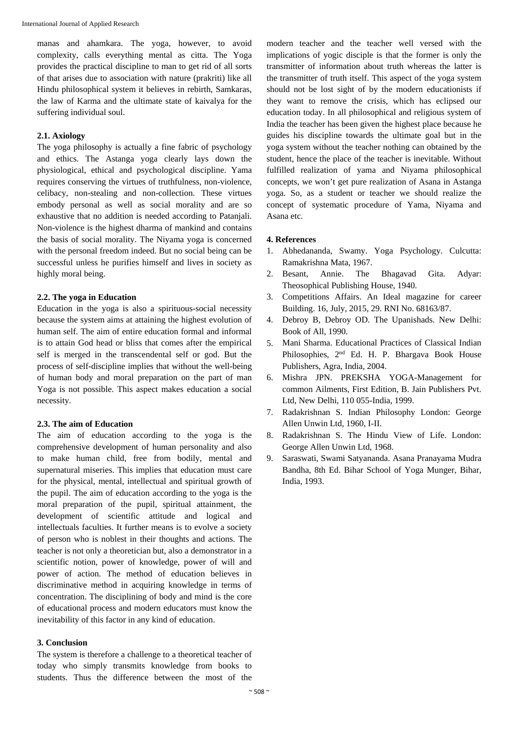manas and ahamkara. The yoga, however, to avoid complexity, calls everything mental as citta. The Yoga provides the practical discipline to man to get rid of all sorts of that arises due to association with nature (prakriti) like all Hindu philosophical system it believes in rebirth, Samkaras, the law of Karma and the ultimate state of kaivalya for the suffering individual soul.

### 2.1. Axiology

The yoga philosophy is actually a fine fabric of psychology and ethics. The Astanga yoga clearly lays down the physiological, ethical and psychological discipline. Yama requires conserving the virtues of truthfulness, non-violence, celibacy, non-stealing and non-collection. These virtues embody personal as well as social morality and are so exhaustive that no addition is needed according to Patanjali. Non-violence is the highest dharma of mankind and contains the basis of social morality. The Niyama yoga is concerned with the personal freedom indeed. But no social being can be successful unless he purifies himself and lives in society as highly moral being.

### 2.2. The yoga in Education

Education in the yoga is also a spirituous-social necessity because the system aims at attaining the highest evolution of human self. The aim of entire education formal and informal is to attain God head or bliss that comes after the empirical self is merged in the transcendental self or god. But the process of self-discipline implies that without the well-being of human body and moral preparation on the part of man Yoga is not possible. This aspect makes education a social necessity.

### 2.3. The aim of Education

The aim of education according to the yoga is the comprehensive development of human personality and also to make human child, free from bodily, mental and supernatural miseries. This implies that education must care for the physical, mental, intellectual and spiritual growth of the pupil. The aim of education according to the yoga is the moral preparation of the pupil, spiritual attainment, the development of scientific attitude and logical and intellectuals faculties. It further means is to evolve a society of person who is noblest in their thoughts and actions. The teacher is not only a theoretician but, also a demonstrator in a scientific notion, power of knowledge, power of will and power of action. The method of education believes in discriminative method in acquiring knowledge in terms of concentration. The disciplining of body and mind is the core of educational process and modern educators must know the inevitability of this factor in any kind of education.

## 3. Conclusion

The system is therefore a challenge to a theoretical teacher of today who simply transmits knowledge from books to students. Thus the difference between the most of the modern teacher and the teacher well versed with the implications of yogic disciple is that the former is only the transmitter of information about truth whereas the latter is the transmitter of truth itself. This aspect of the yoga system should not be lost sight of by the modern educationists if they want to remove the crisis, which has eclipsed our education today. In all philosophical and religious system of India the teacher has been given the highest place because he guides his discipline towards the ultimate goal but in the yoga system without the teacher nothing can obtained by the student, hence the place of the teacher is inevitable. Without fulfilled realization of yama and Niyama philosophical concepts, we won't get pure realization of Asana in Astanga yoga. So, as a student or teacher we should realize the concept of systematic procedure of Yama, Niyama and Asana etc.

## 4. References

1. Abhedananda, Swamy. Yoga Psychology. Culcutta: Ramakrishna Mata, 1967.
2. Besant, Annie. The Bhagavad Gita. Adyar: Theosophical Publishing House, 1940.
3. Competitions Affairs. An Ideal magazine for career Building. 16, July, 2015, 29. RNI No. 68163/87.
4. Debroy B, Debroy OD. The Upanishads. New Delhi: Book of All, 1990.
5. Mani Sharma. Educational Practices of Classical Indian Philosophies, 2nd Ed. H. P. Bhargava Book House Publishers, Agra, India, 2004.
6. Mishra JPN. PREKSHA YOGA-Management for common Ailments, First Edition, B. Jain Publishers Pvt. Ltd, New Delhi, 110 055-India, 1999.
7. Radakrishnan S. Indian Philosophy London: George Allen Unwin Ltd, 1960, I-II.
8. Radakrishnan S. The Hindu View of Life. London: George Allen Unwin Ltd, 1968.
9. Saraswati, Swami Satyananda. Asana Pranayama Mudra Bandha, 8th Ed. Bihar School of Yoga Munger, Bihar, India, 1993.